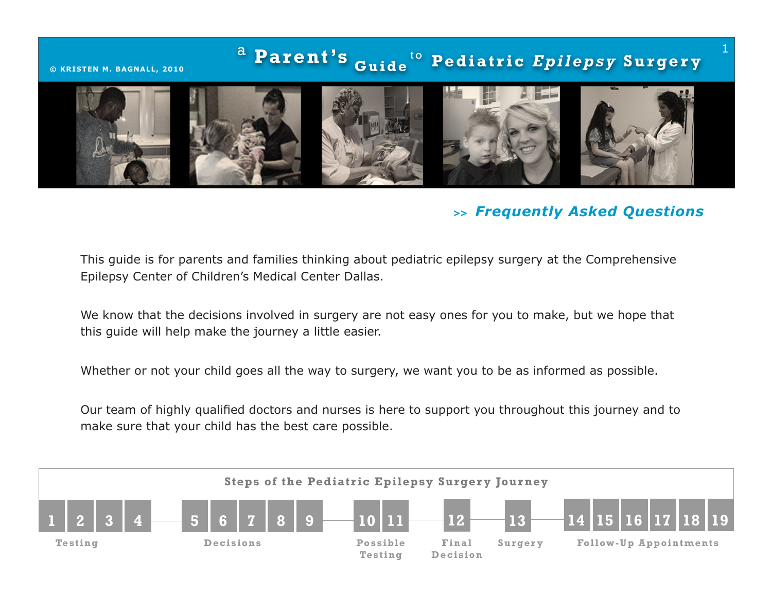© KRISTEN M. BAGNALL, 2010

# a Parent's Guide to Pediatric *Epilepsy* Surgery

## >> *Frequently Asked Questions*

This guide is for parents and families thinking about pediatric epilepsy surgery at the Comprehensive Epilepsy Center of Children's Medical Center Dallas.

We know that the decisions involved in surgery are not easy ones for you to make, but we hope that this guide will help make the journey a little easier.

Whether or not your child goes all the way to surgery, we want you to be as informed as possible.

Our team of highly qualified doctors and nurses is here to support you throughout this journey and to make sure that your child has the best care possible.

### Steps of the Pediatric Epilepsy Surgery Journey

| Steps | Stage |
|---|---|
| 1, 2, 3, 4 | Testing |
| 5, 6, 7, 8, 9 | Decisions |
| 10, 11 | Possible Testing |
| 12 | Final Decision |
| 13 | Surgery |
| 14, 15, 16, 17, 18, 19 | Follow-Up Appointments |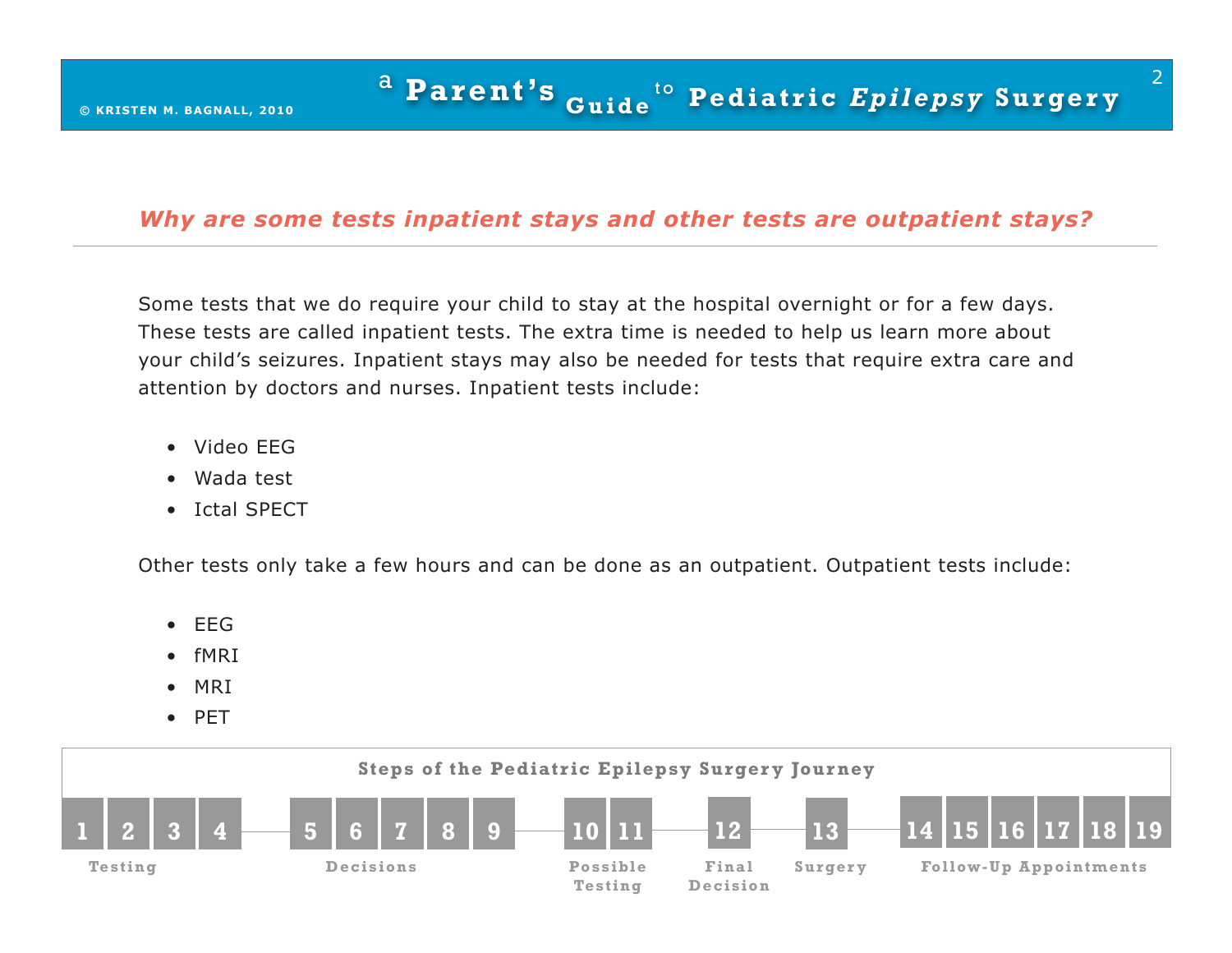## *Why are some tests inpatient stays and other tests are outpatient stays?*

Some tests that we do require your child to stay at the hospital overnight or for a few days. These tests are called inpatient tests. The extra time is needed to help us learn more about your child's seizures. Inpatient stays may also be needed for tests that require extra care and attention by doctors and nurses. Inpatient tests include:

- Video EEG
- Wada test
- Ictal SPECT

Other tests only take a few hours and can be done as an outpatient. Outpatient tests include:

- EEG
- fMRI
- MRI
- PET

**Steps of the Pediatric Epilepsy Surgery Journey**

| 1 | 2 | 3 | 4 | 5 | 6 | 7 | 8 | 9 | 10 | 11 | 12 | 13 | 14 | 15 | 16 | 17 | 18 | 19 |
|---|---|---|---|---|---|---|---|---|---|---|---|---|---|---|---|---|---|---|
| Testing | | | | Decisions | | | | | Possible Testing | | Final Decision | Surgery | Follow-Up Appointments | | | | | |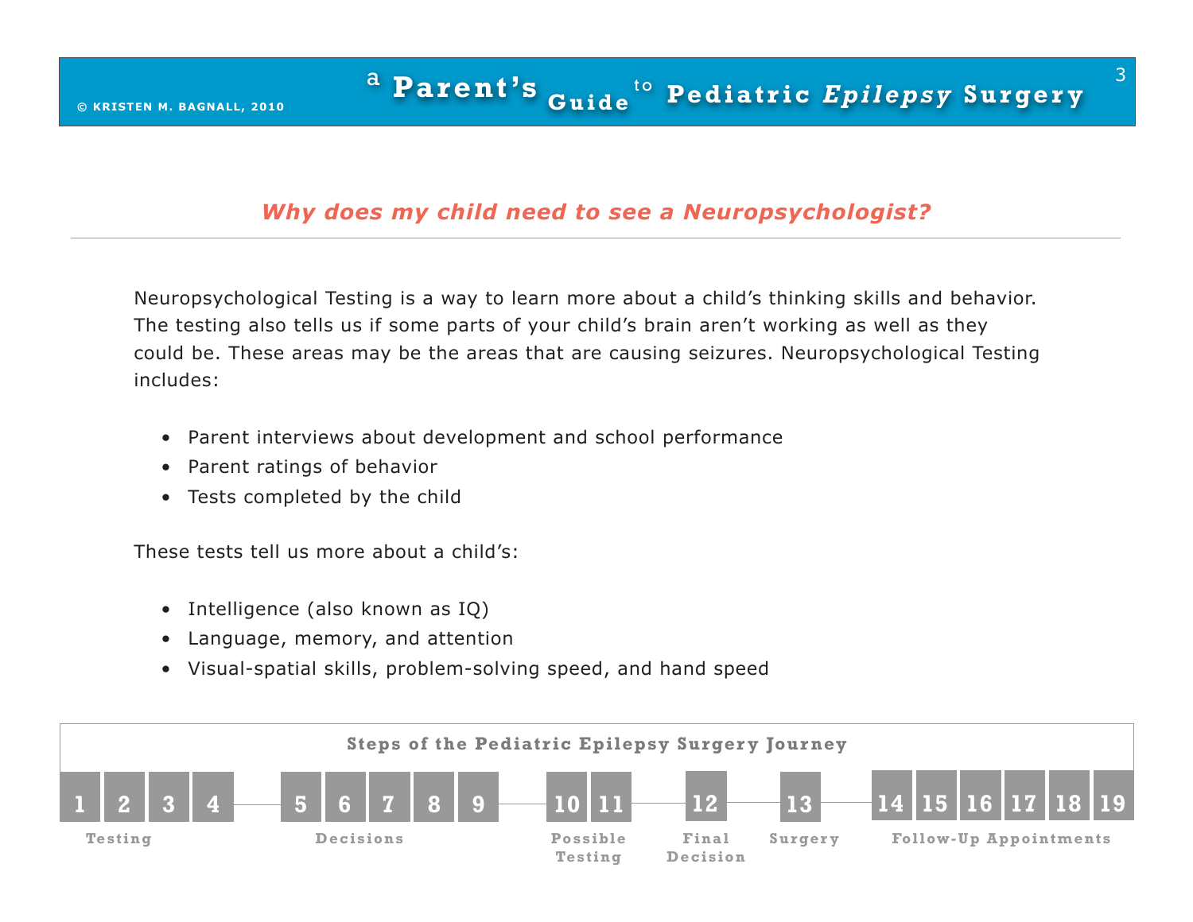## *Why does my child need to see a Neuropsychologist?*

Neuropsychological Testing is a way to learn more about a child's thinking skills and behavior. The testing also tells us if some parts of your child's brain aren't working as well as they could be. These areas may be the areas that are causing seizures. Neuropsychological Testing includes:

- Parent interviews about development and school performance
- Parent ratings of behavior
- Tests completed by the child

These tests tell us more about a child's:

- Intelligence (also known as IQ)
- Language, memory, and attention
- Visual-spatial skills, problem-solving speed, and hand speed

**Steps of the Pediatric Epilepsy Surgery Journey**

| 1 | 2 | 3 | 4 | 5 | 6 | 7 | 8 | 9 | 10 | 11 | 12 | 13 | 14 | 15 | 16 | 17 | 18 | 19 |
|---|---|---|---|---|---|---|---|---|---|---|---|---|---|---|---|---|---|---|
| Testing | | | | Decisions | | | | | Possible Testing | | Final Decision | Surgery | Follow-Up Appointments | | | | | |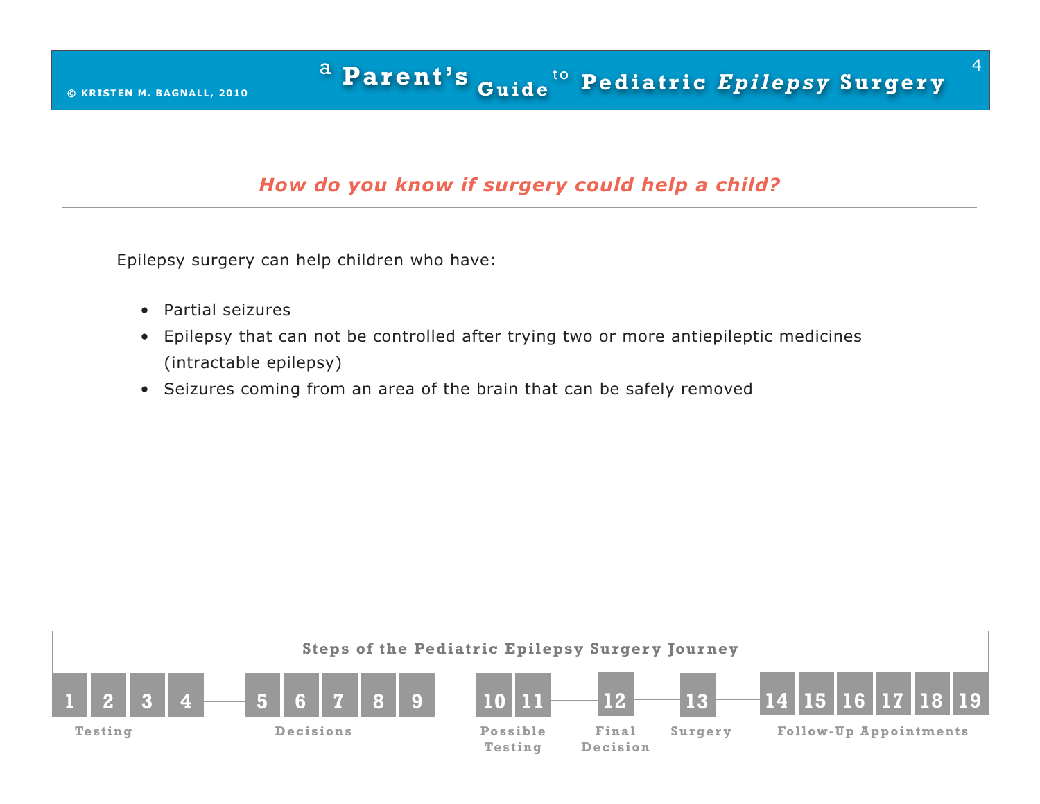## *How do you know if surgery could help a child?*

Epilepsy surgery can help children who have:

- Partial seizures
- Epilepsy that can not be controlled after trying two or more antiepileptic medicines (intractable epilepsy)
- Seizures coming from an area of the brain that can be safely removed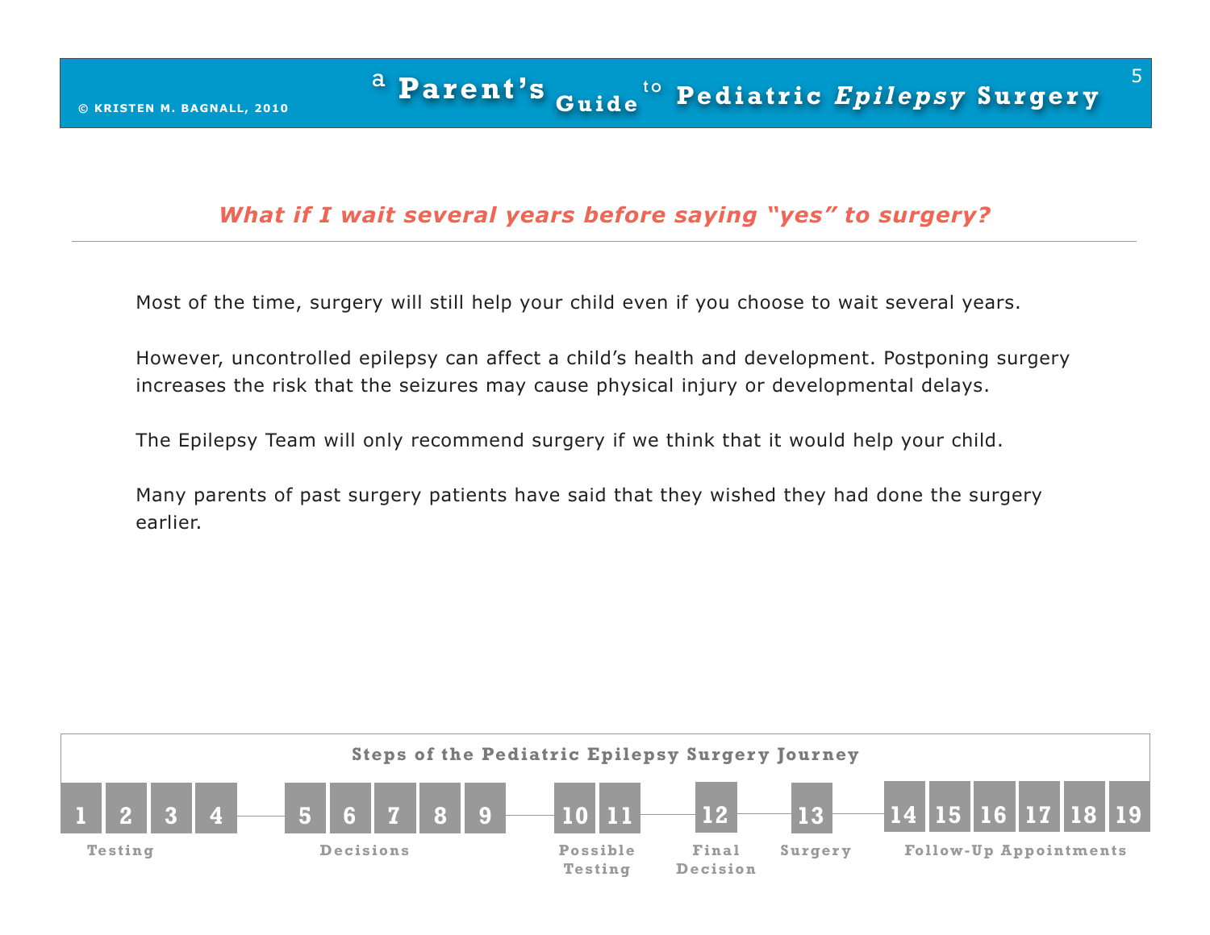## What if I wait several years before saying "yes" to surgery?

Most of the time, surgery will still help your child even if you choose to wait several years.

However, uncontrolled epilepsy can affect a child's health and development. Postponing surgery increases the risk that the seizures may cause physical injury or developmental delays.

The Epilepsy Team will only recommend surgery if we think that it would help your child.

Many parents of past surgery patients have said that they wished they had done the surgery earlier.

**Steps of the Pediatric Epilepsy Surgery Journey**

| Steps | Stage |
| --- | --- |
| 1 2 3 4 | Testing |
| 5 6 7 8 9 | Decisions |
| 10 11 | Possible Testing |
| 12 | Final Decision |
| 13 | Surgery |
| 14 15 16 17 18 19 | Follow-Up Appointments |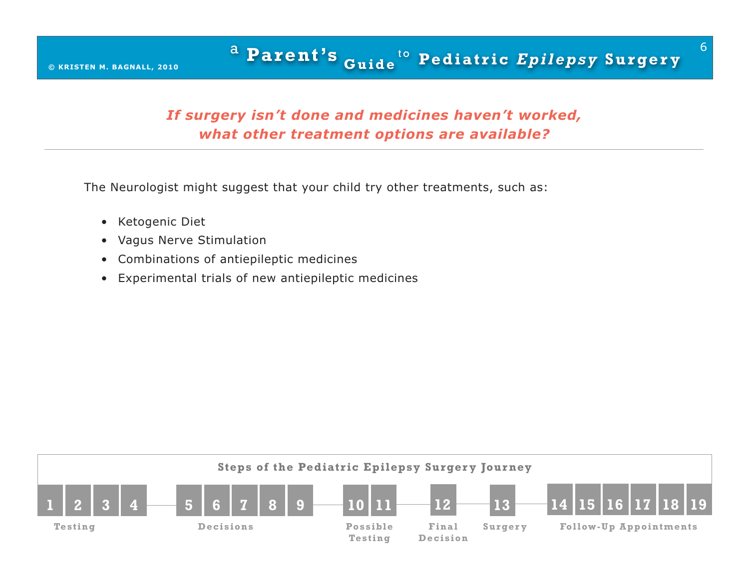## *If surgery isn't done and medicines haven't worked, what other treatment options are available?*

The Neurologist might suggest that your child try other treatments, such as:

- Ketogenic Diet
- Vagus Nerve Stimulation
- Combinations of antiepileptic medicines
- Experimental trials of new antiepileptic medicines

**Steps of the Pediatric Epilepsy Surgery Journey**

| 1 | 2 | 3 | 4 | 5 | 6 | 7 | 8 | 9 | 10 | 11 | 12 | 13 | 14 | 15 | 16 | 17 | 18 | 19 |
|---|---|---|---|---|---|---|---|---|---|---|---|---|---|---|---|---|---|---|
| Testing | | | | Decisions | | | | | Possible Testing | | Final Decision | Surgery | Follow-Up Appointments | | | | | |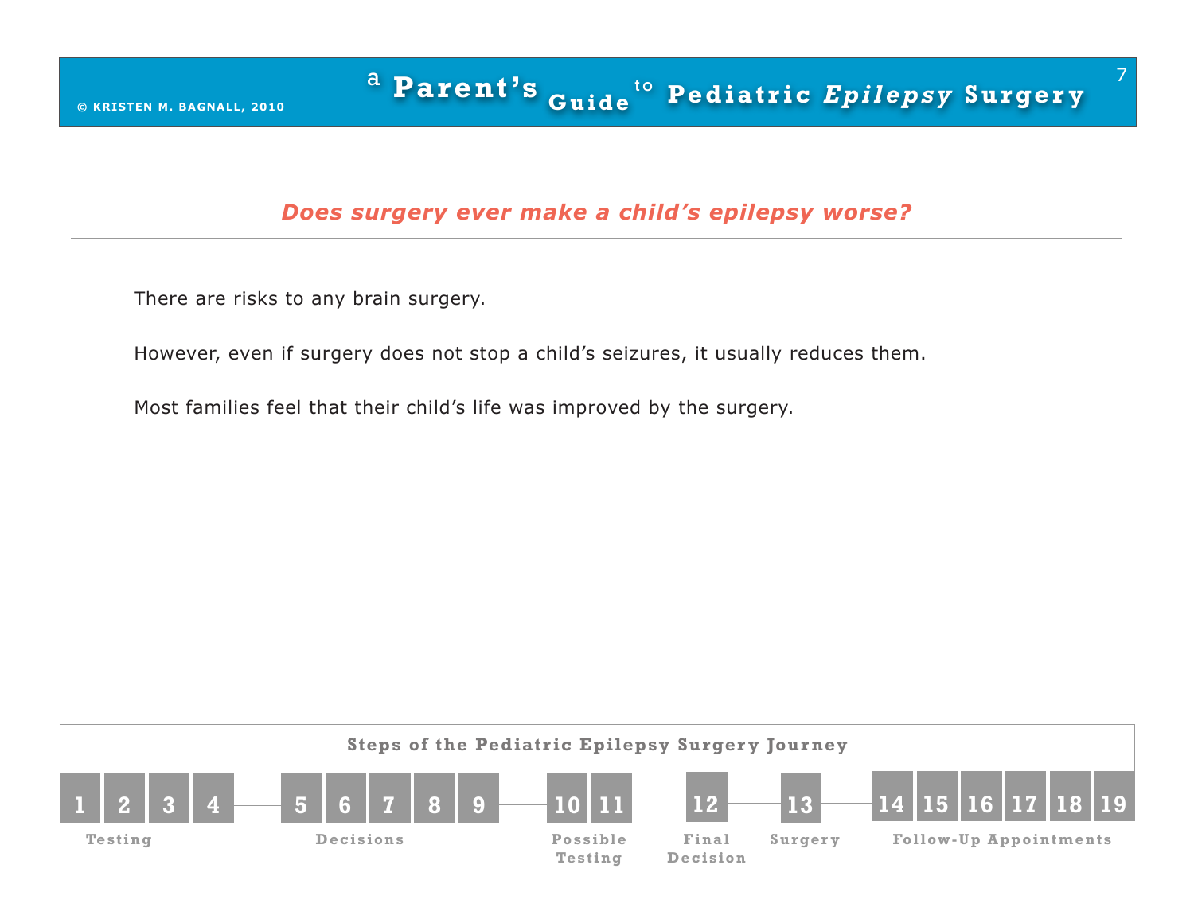## *Does surgery ever make a child's epilepsy worse?*

There are risks to any brain surgery.

However, even if surgery does not stop a child's seizures, it usually reduces them.

Most families feel that their child's life was improved by the surgery.

**Steps of the Pediatric Epilepsy Surgery Journey**

| Testing | Decisions | Possible Testing | Final Decision | Surgery | Follow-Up Appointments |
|---|---|---|---|---|---|
| 1 2 3 4 | 5 6 7 8 9 | 10 11 | 12 | 13 | 14 15 16 17 18 19 |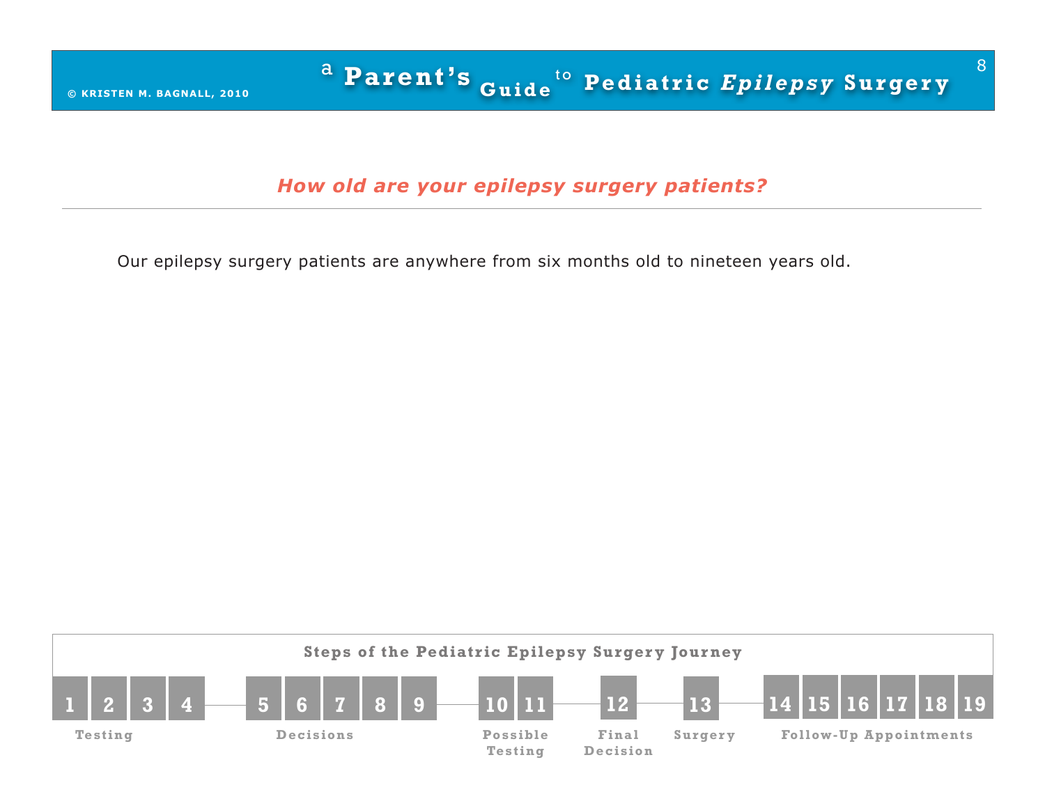## *How old are your epilepsy surgery patients?*

Our epilepsy surgery patients are anywhere from six months old to nineteen years old.

**Steps of the Pediatric Epilepsy Surgery Journey**

| 1 | 2 | 3 | 4 | | 5 | 6 | 7 | 8 | 9 | | 10 | 11 | | 12 | | 13 | | 14 | 15 | 16 | 17 | 18 | 19 |
|---|---|---|---|---|---|---|---|---|---|---|---|---|---|---|---|---|---|---|---|---|---|---|---|
| Testing | | | | | Decisions | | | | | | Possible Testing | | | Final Decision | | Surgery | | Follow-Up Appointments | | | | | |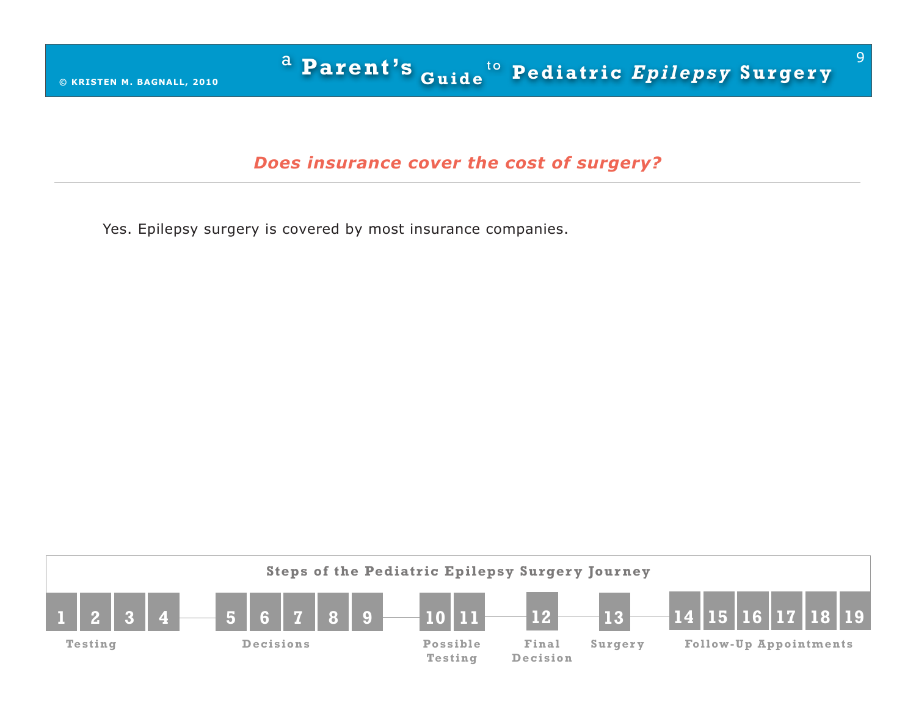## *Does insurance cover the cost of surgery?*

Yes. Epilepsy surgery is covered by most insurance companies.

**Steps of the Pediatric Epilepsy Surgery Journey**

| 1 | 2 | 3 | 4 | 5 | 6 | 7 | 8 | 9 | 10 | 11 | 12 | 13 | 14 | 15 | 16 | 17 | 18 | 19 |
|---|---|---|---|---|---|---|---|---|---|---|---|---|---|---|---|---|---|---|
| Testing | | | | Decisions | | | | | Possible Testing | | Final Decision | Surgery | Follow-Up Appointments | | | | | |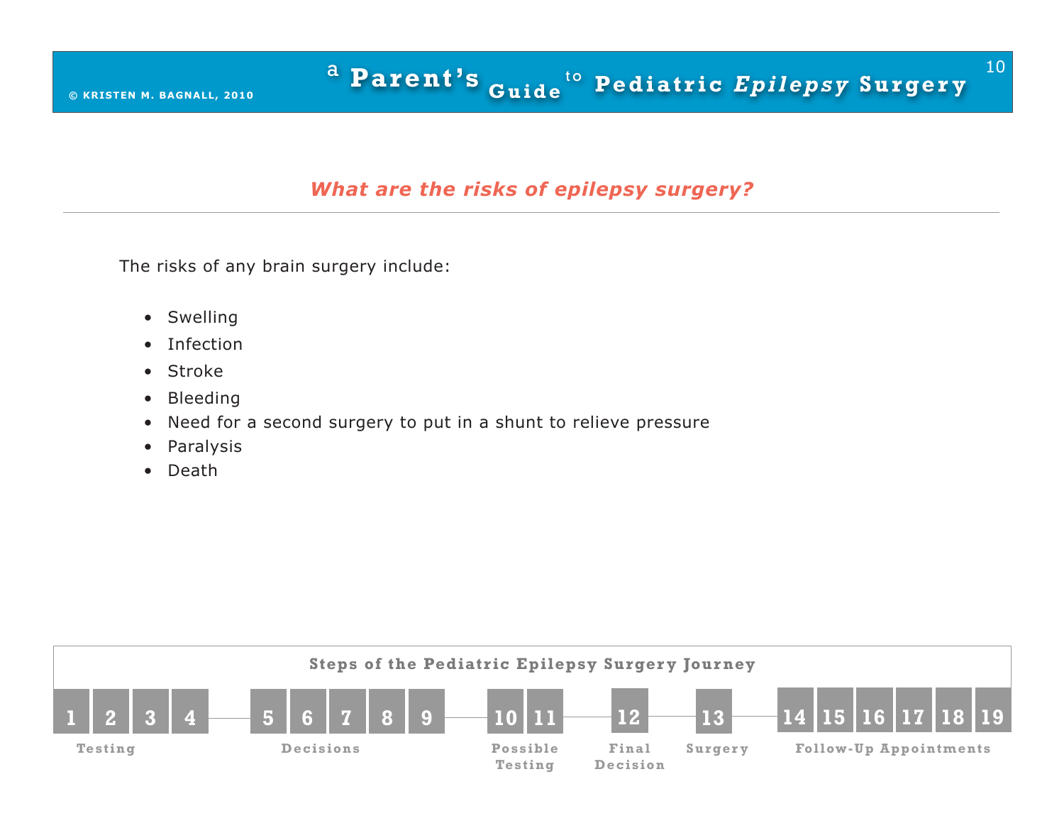## *What are the risks of epilepsy surgery?*

The risks of any brain surgery include:

- Swelling
- Infection
- Stroke
- Bleeding
- Need for a second surgery to put in a shunt to relieve pressure
- Paralysis
- Death

**Steps of the Pediatric Epilepsy Surgery Journey**

| 1 | 2 | 3 | 4 | 5 | 6 | 7 | 8 | 9 | 10 | 11 | 12 | 13 | 14 | 15 | 16 | 17 | 18 | 19 |
|---|---|---|---|---|---|---|---|---|---|---|---|---|---|---|---|---|---|---|
| Testing | | | | Decisions | | | | | Possible Testing | | Final Decision | Surgery | Follow-Up Appointments | | | | | |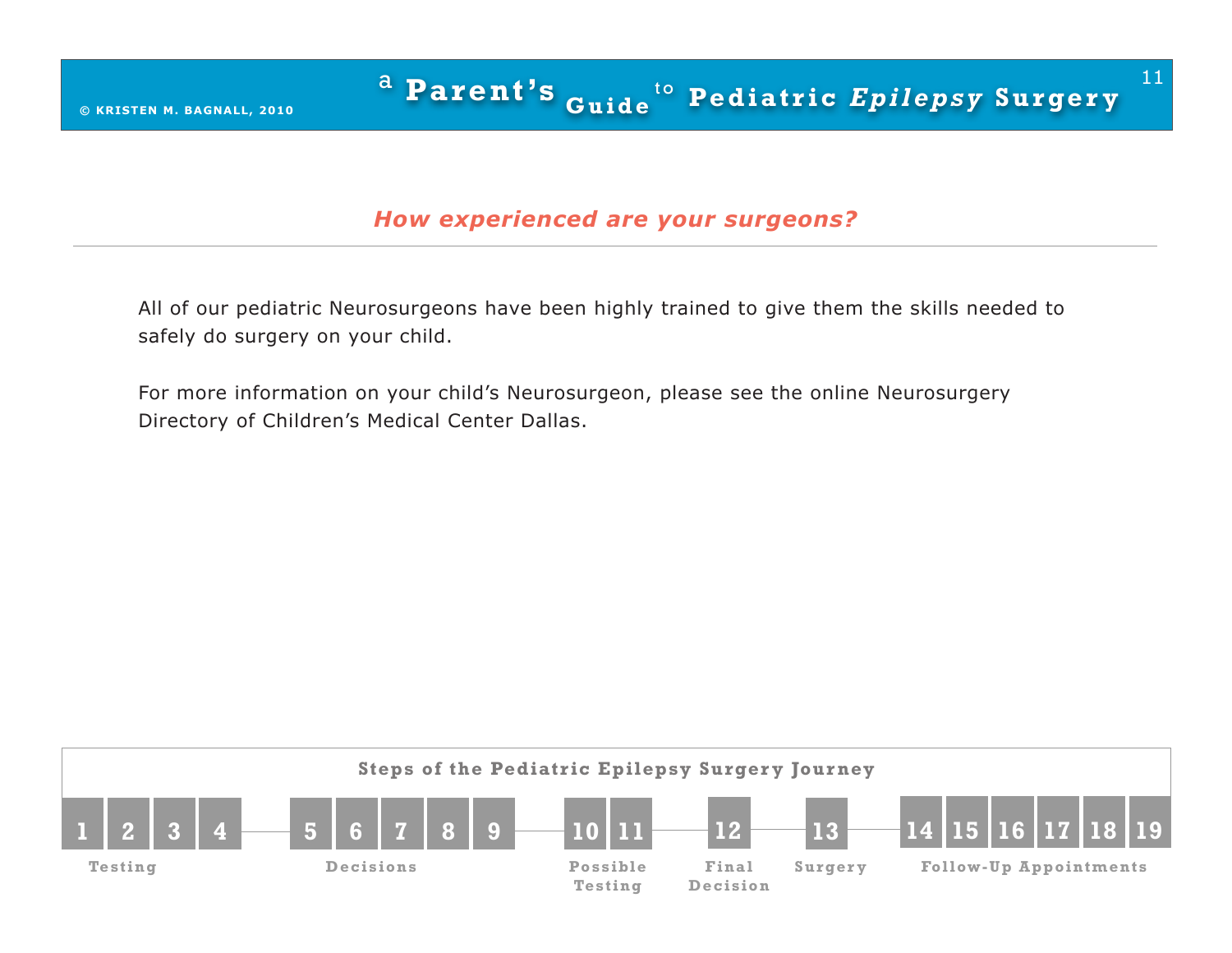## *How experienced are your surgeons?*

All of our pediatric Neurosurgeons have been highly trained to give them the skills needed to safely do surgery on your child.

For more information on your child's Neurosurgeon, please see the online Neurosurgery Directory of Children's Medical Center Dallas.

**Steps of the Pediatric Epilepsy Surgery Journey**

| 1 | 2 | 3 | 4 | 5 | 6 | 7 | 8 | 9 | 10 | 11 | 12 | 13 | 14 | 15 | 16 | 17 | 18 | 19 |
|---|---|---|---|---|---|---|---|---|---|---|---|---|---|---|---|---|---|---|
| Testing | | | | Decisions | | | | | Possible Testing | | Final Decision | Surgery | Follow-Up Appointments | | | | | |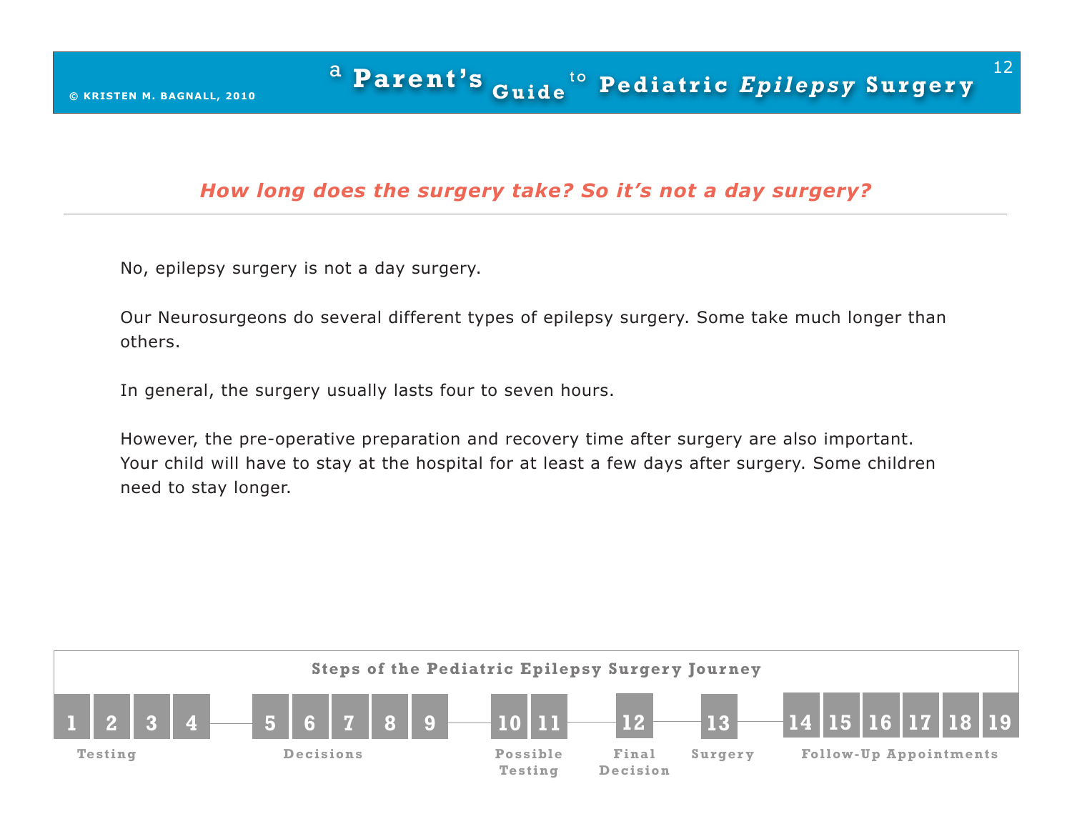## How long does the surgery take? So it's not a day surgery?

No, epilepsy surgery is not a day surgery.

Our Neurosurgeons do several different types of epilepsy surgery. Some take much longer than others.

In general, the surgery usually lasts four to seven hours.

However, the pre-operative preparation and recovery time after surgery are also important. Your child will have to stay at the hospital for at least a few days after surgery. Some children need to stay longer.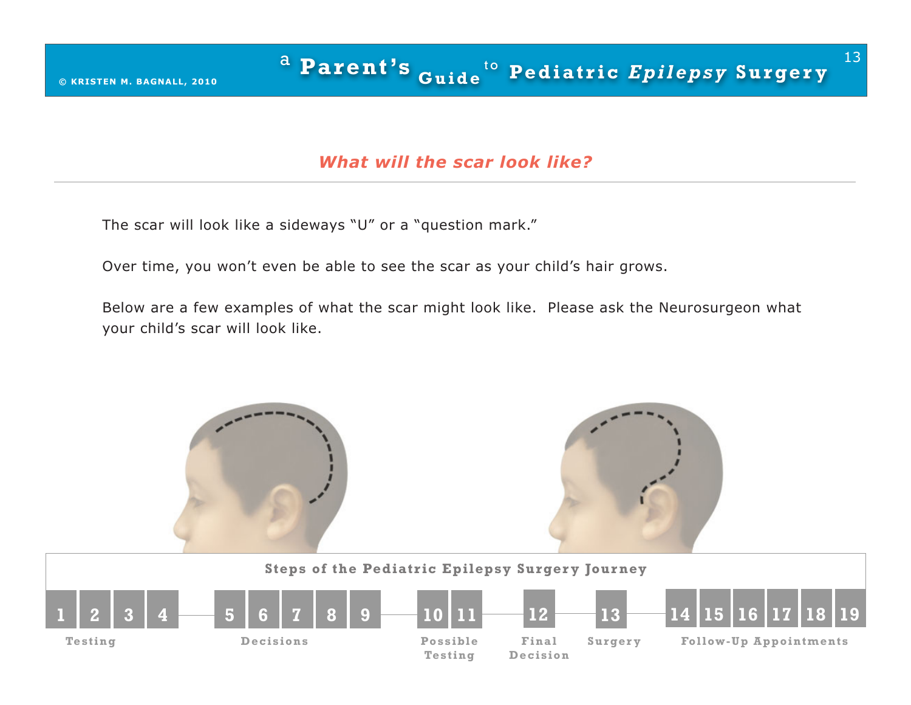## *What will the scar look like?*

The scar will look like a sideways “U” or a “question mark.”

Over time, you won’t even be able to see the scar as your child’s hair grows.

Below are a few examples of what the scar might look like. Please ask the Neurosurgeon what your child’s scar will look like.

**Steps of the Pediatric Epilepsy Surgery Journey**

| Steps | Stage |
|---|---|
| 1, 2, 3, 4 | Testing |
| 5, 6, 7, 8, 9 | Decisions |
| 10, 11 | Possible Testing |
| 12 | Final Decision |
| 13 | Surgery |
| 14, 15, 16, 17, 18, 19 | Follow-Up Appointments |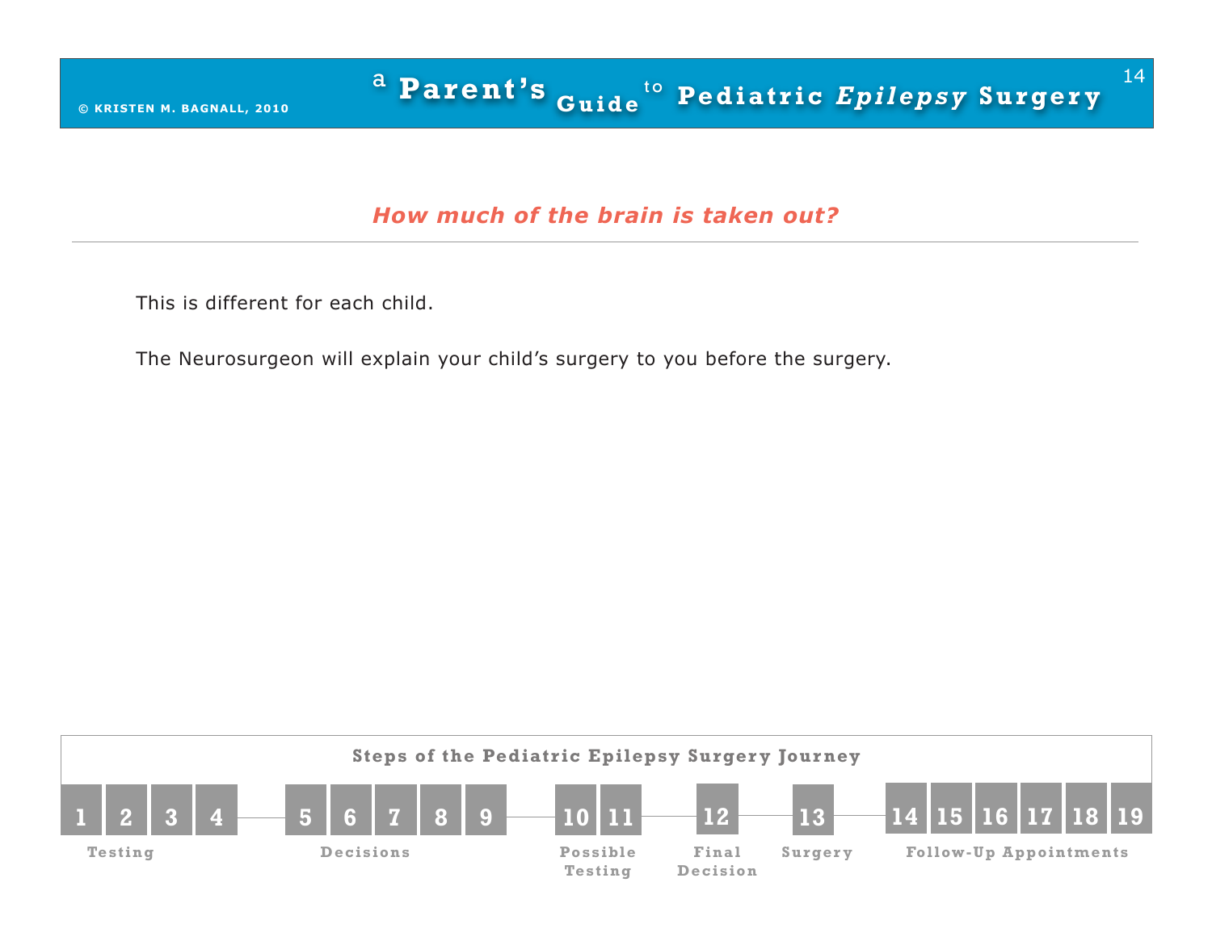## *How much of the brain is taken out?*

This is different for each child.

The Neurosurgeon will explain your child's surgery to you before the surgery.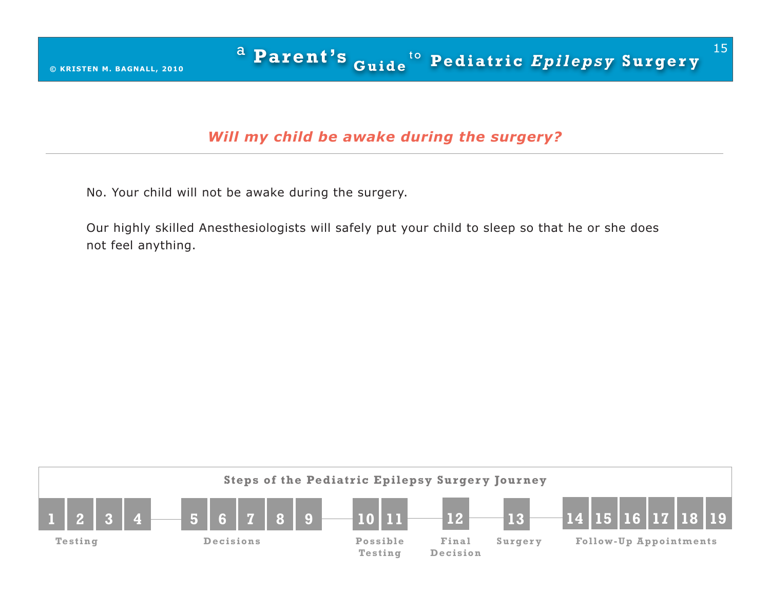## *Will my child be awake during the surgery?*

No. Your child will not be awake during the surgery.

Our highly skilled Anesthesiologists will safely put your child to sleep so that he or she does not feel anything.

**Steps of the Pediatric Epilepsy Surgery Journey**

| Testing | Decisions | Possible Testing | Final Decision | Surgery | Follow-Up Appointments |
|---|---|---|---|---|---|
| 1 2 3 4 | 5 6 7 8 9 | 10 11 | 12 | 13 | 14 15 16 17 18 19 |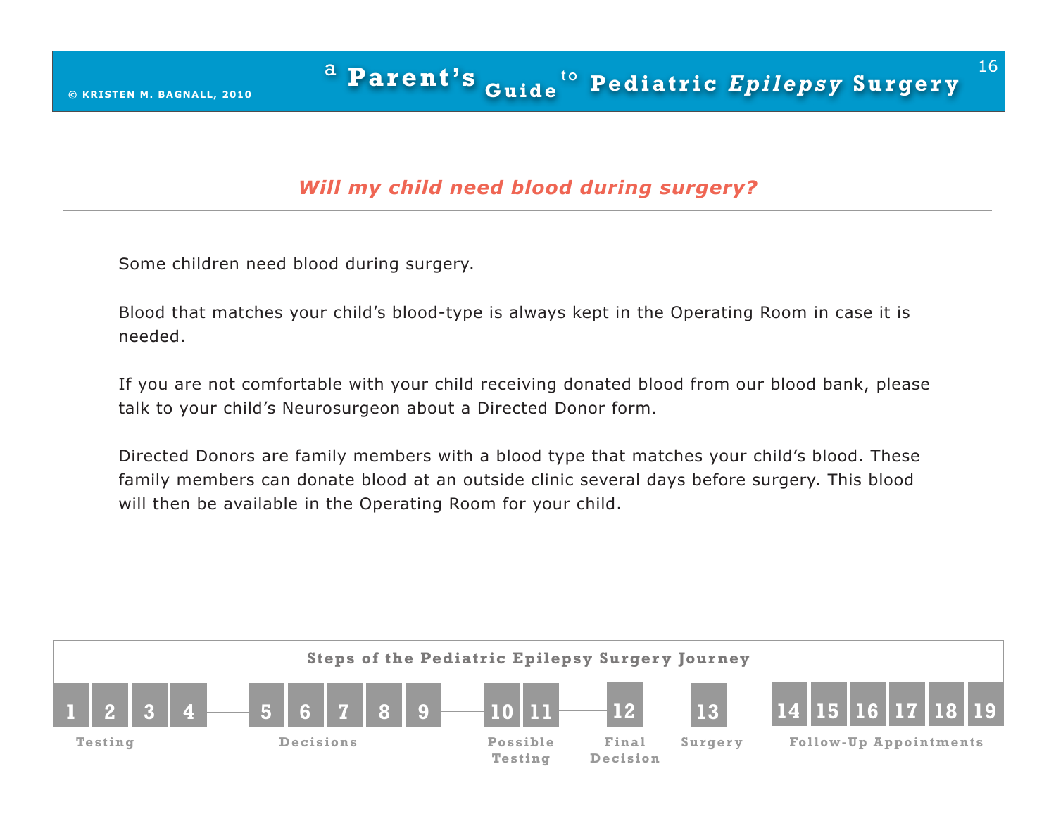## *Will my child need blood during surgery?*

Some children need blood during surgery.

Blood that matches your child's blood-type is always kept in the Operating Room in case it is needed.

If you are not comfortable with your child receiving donated blood from our blood bank, please talk to your child's Neurosurgeon about a Directed Donor form.

Directed Donors are family members with a blood type that matches your child's blood. These family members can donate blood at an outside clinic several days before surgery. This blood will then be available in the Operating Room for your child.

**Steps of the Pediatric Epilepsy Surgery Journey**

| 1 | 2 | 3 | 4 | 5 | 6 | 7 | 8 | 9 | 10 | 11 | 12 | 13 | 14 | 15 | 16 | 17 | 18 | 19 |
|---|---|---|---|---|---|---|---|---|---|---|---|---|---|---|---|---|---|---|
| Testing | | | | Decisions | | | | | Possible Testing | | Final Decision | Surgery | Follow-Up Appointments | | | | | |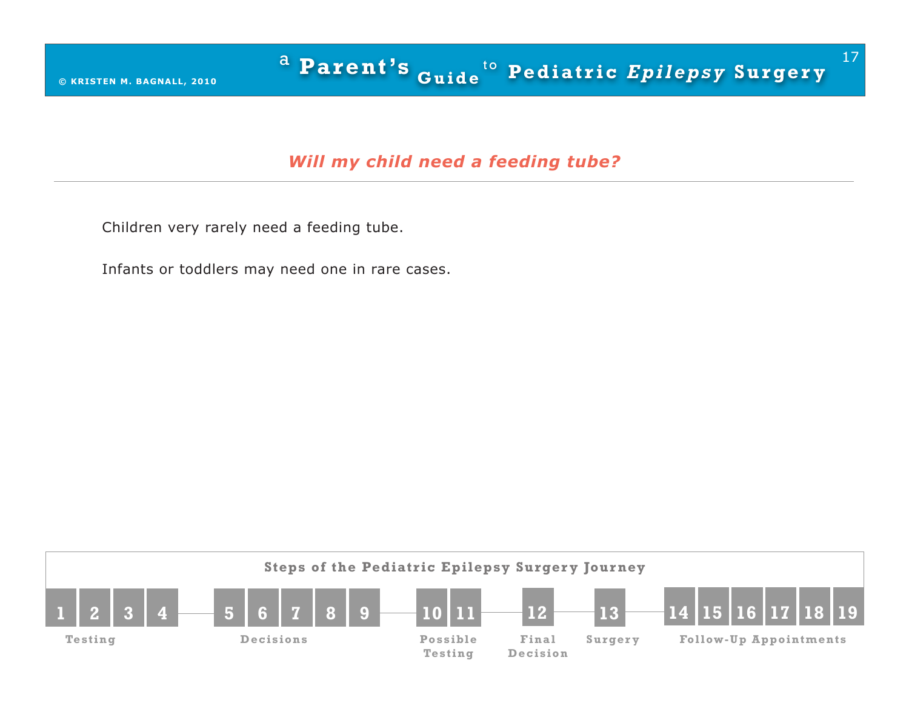## *Will my child need a feeding tube?*

Children very rarely need a feeding tube.

Infants or toddlers may need one in rare cases.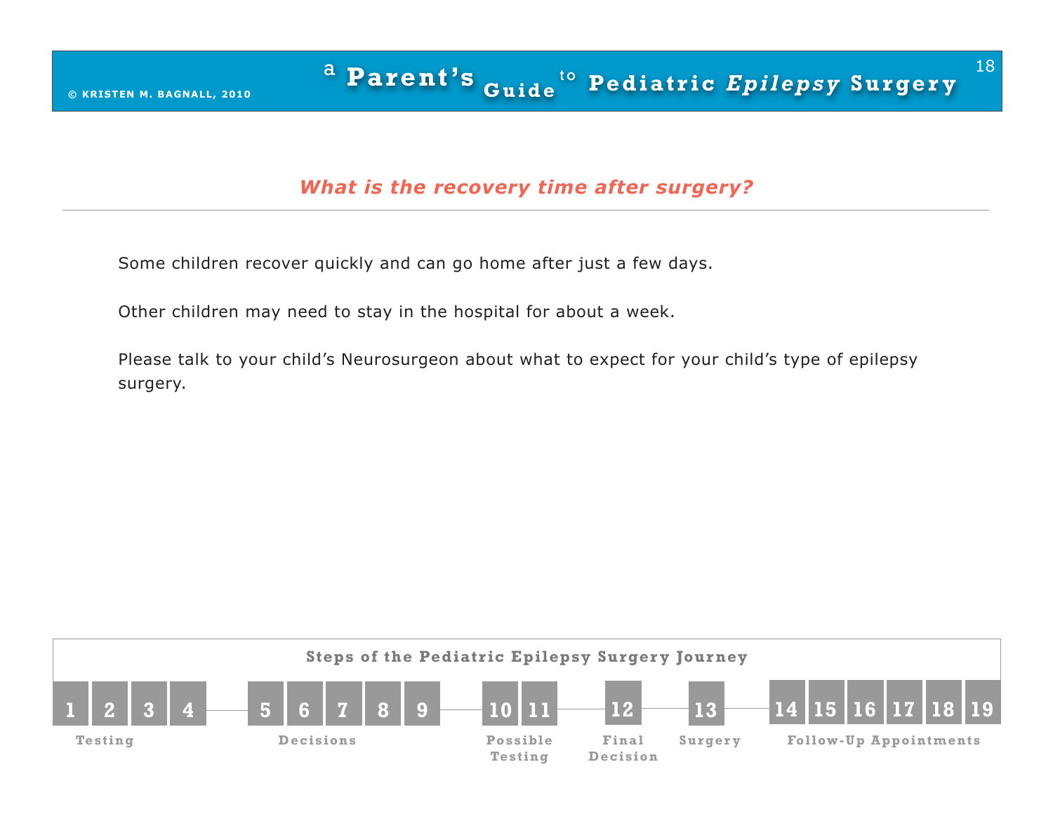## *What is the recovery time after surgery?*

Some children recover quickly and can go home after just a few days.

Other children may need to stay in the hospital for about a week.

Please talk to your child's Neurosurgeon about what to expect for your child's type of epilepsy surgery.

**Steps of the Pediatric Epilepsy Surgery Journey**

| 1 | 2 | 3 | 4 | 5 | 6 | 7 | 8 | 9 | 10 | 11 | 12 | 13 | 14 | 15 | 16 | 17 | 18 | 19 |
|---|---|---|---|---|---|---|---|---|---|---|---|---|---|---|---|---|---|---|
| Testing | | | | Decisions | | | | | Possible Testing | | Final Decision | Surgery | Follow-Up Appointments | | | | | |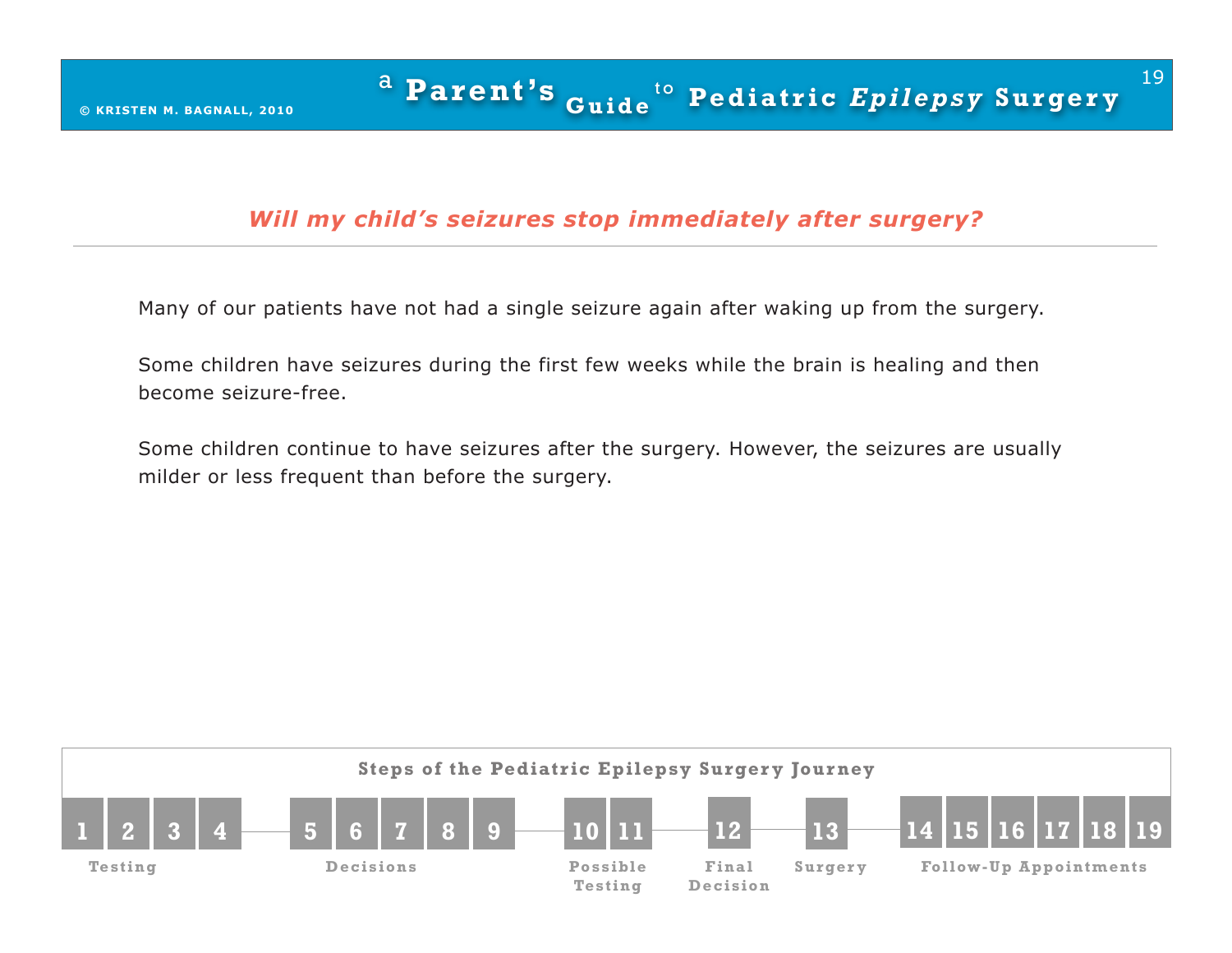## *Will my child's seizures stop immediately after surgery?*

Many of our patients have not had a single seizure again after waking up from the surgery.

Some children have seizures during the first few weeks while the brain is healing and then become seizure-free.

Some children continue to have seizures after the surgery. However, the seizures are usually milder or less frequent than before the surgery.

**Steps of the Pediatric Epilepsy Surgery Journey**

| Testing | Decisions | Possible Testing | Final Decision | Surgery | Follow-Up Appointments |
|---|---|---|---|---|---|
| 1 2 3 4 | 5 6 7 8 9 | 10 11 | 12 | 13 | 14 15 16 17 18 19 |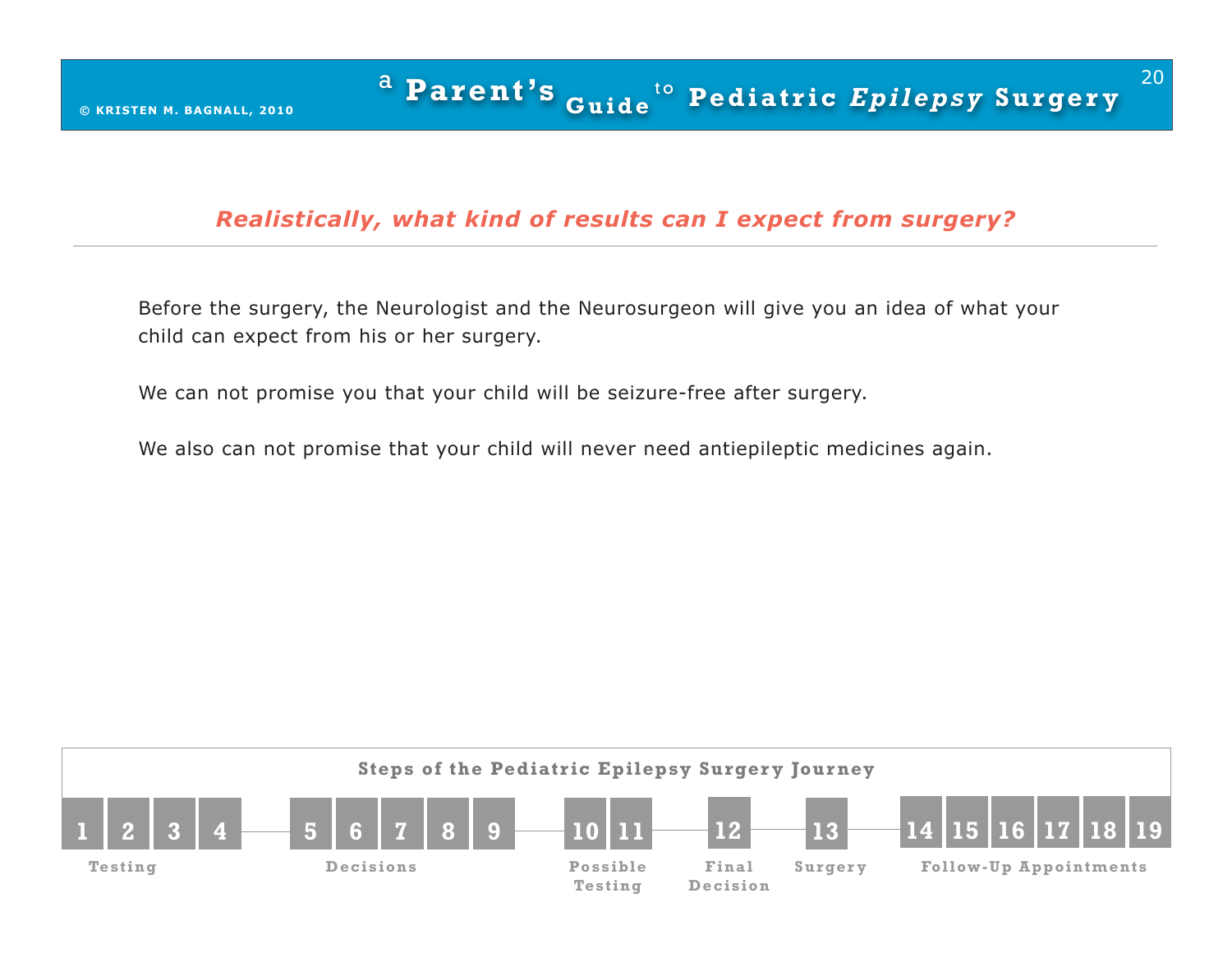## *Realistically, what kind of results can I expect from surgery?*

Before the surgery, the Neurologist and the Neurosurgeon will give you an idea of what your child can expect from his or her surgery.

We can not promise you that your child will be seizure-free after surgery.

We also can not promise that your child will never need antiepileptic medicines again.

**Steps of the Pediatric Epilepsy Surgery Journey**

| 1 | 2 | 3 | 4 | 5 | 6 | 7 | 8 | 9 | 10 | 11 | 12 | 13 | 14 | 15 | 16 | 17 | 18 | 19 |
|---|---|---|---|---|---|---|---|---|---|---|---|---|---|---|---|---|---|---|
| Testing | | | | Decisions | | | | | Possible Testing | | Final Decision | Surgery | Follow-Up Appointments | | | | | |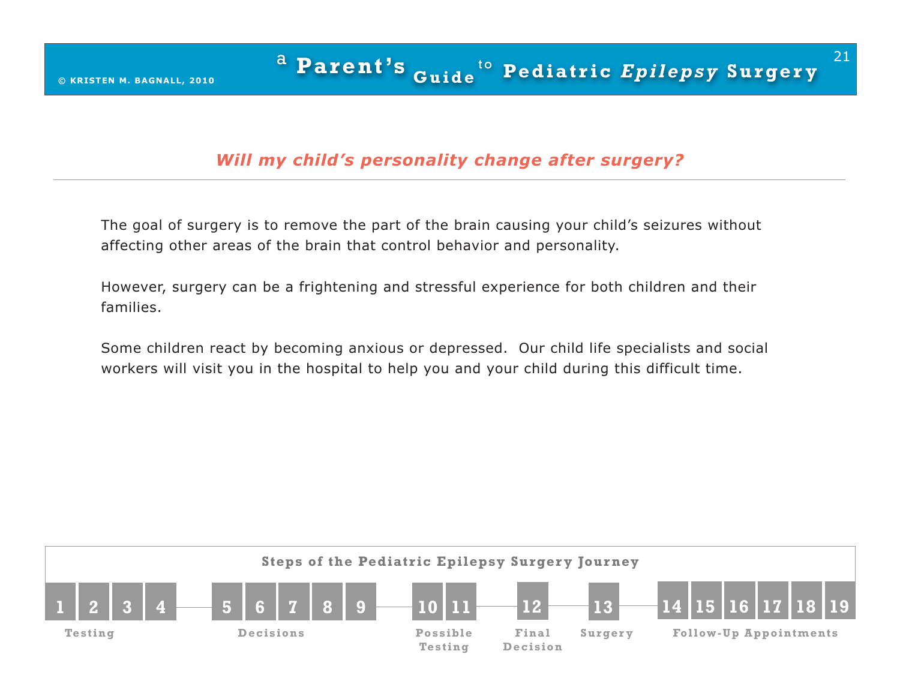## *Will my child's personality change after surgery?*

The goal of surgery is to remove the part of the brain causing your child's seizures without affecting other areas of the brain that control behavior and personality.

However, surgery can be a frightening and stressful experience for both children and their families.

Some children react by becoming anxious or depressed. Our child life specialists and social workers will visit you in the hospital to help you and your child during this difficult time.

**Steps of the Pediatric Epilepsy Surgery Journey**

| Steps | Stage |
| --- | --- |
| 1, 2, 3, 4 | Testing |
| 5, 6, 7, 8, 9 | Decisions |
| 10, 11 | Possible Testing |
| 12 | Final Decision |
| 13 | Surgery |
| 14, 15, 16, 17, 18, 19 | Follow-Up Appointments |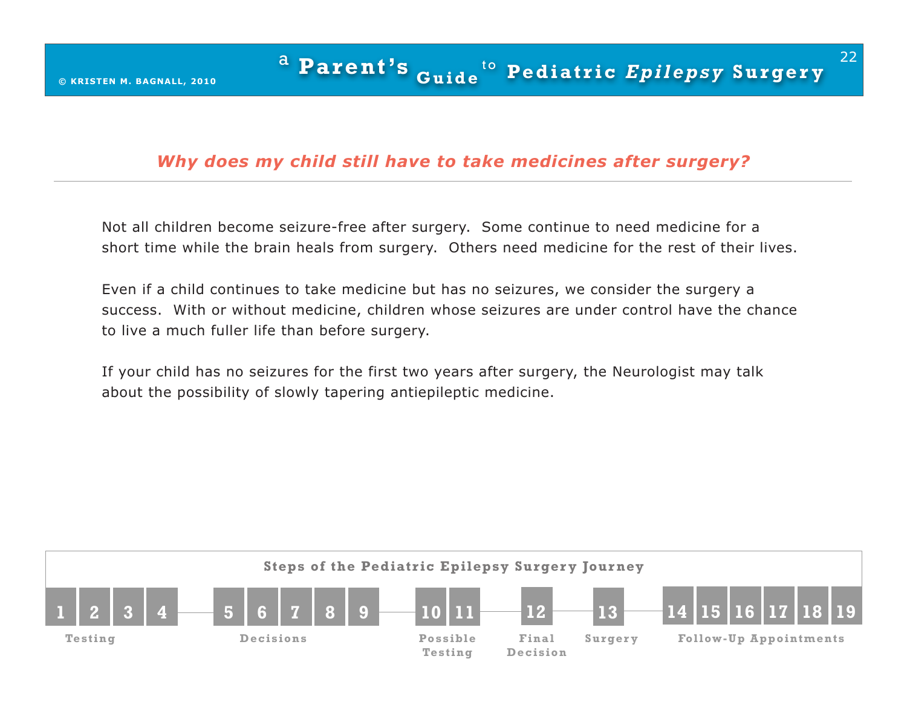## *Why does my child still have to take medicines after surgery?*

Not all children become seizure-free after surgery. Some continue to need medicine for a short time while the brain heals from surgery. Others need medicine for the rest of their lives.

Even if a child continues to take medicine but has no seizures, we consider the surgery a success. With or without medicine, children whose seizures are under control have the chance to live a much fuller life than before surgery.

If your child has no seizures for the first two years after surgery, the Neurologist may talk about the possibility of slowly tapering antiepileptic medicine.

**Steps of the Pediatric Epilepsy Surgery Journey**

| Steps | Stage |
| --- | --- |
| 1, 2, 3, 4 | Testing |
| 5, 6, 7, 8, 9 | Decisions |
| 10, 11 | Possible Testing |
| 12 | Final Decision |
| 13 | Surgery |
| 14, 15, 16, 17, 18, 19 | Follow-Up Appointments |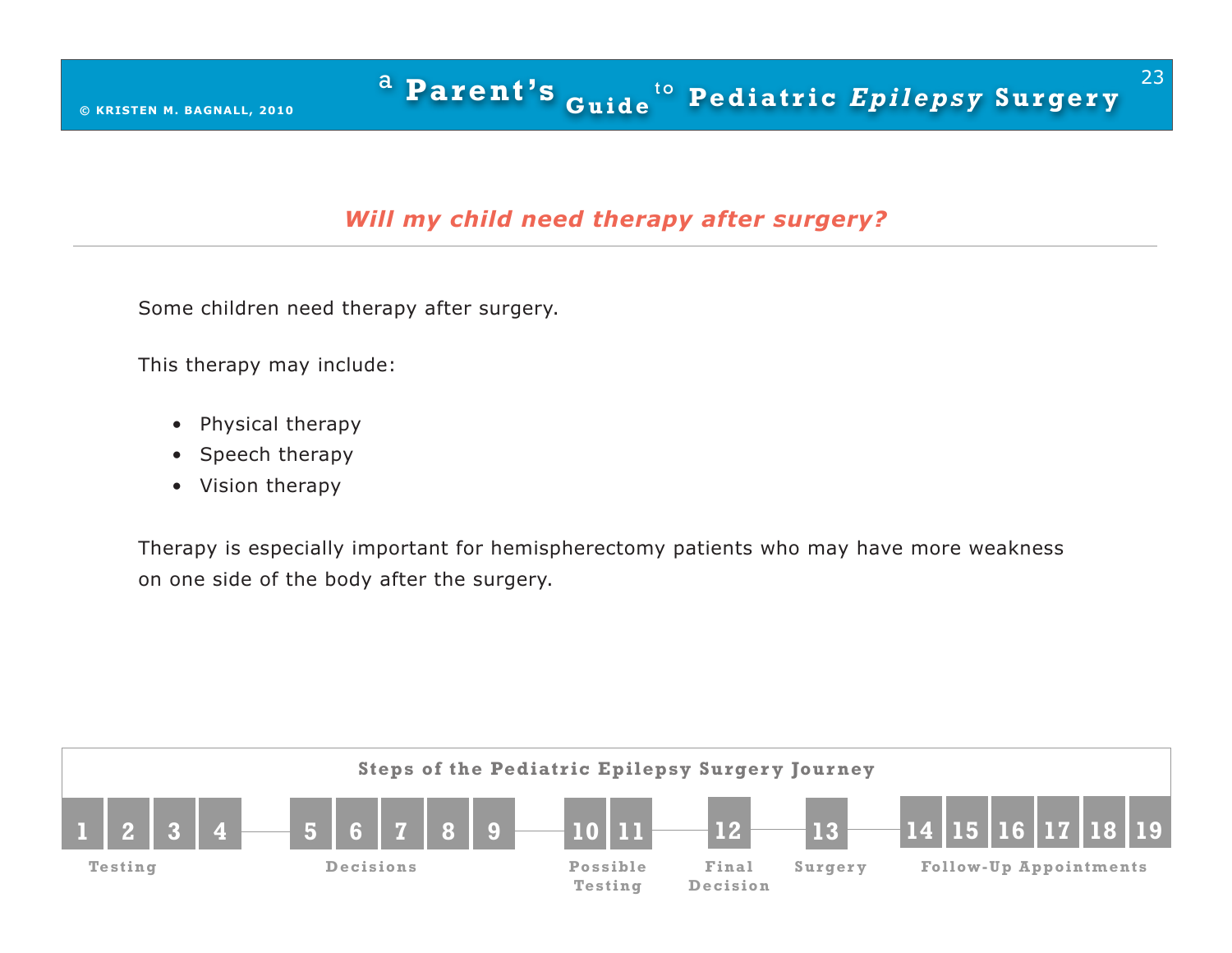## *Will my child need therapy after surgery?*

Some children need therapy after surgery.

This therapy may include:

- Physical therapy
- Speech therapy
- Vision therapy

Therapy is especially important for hemispherectomy patients who may have more weakness on one side of the body after the surgery.

**Steps of the Pediatric Epilepsy Surgery Journey**

| Testing | Decisions | Possible Testing | Final Decision | Surgery | Follow-Up Appointments |
|---|---|---|---|---|---|
| 1 2 3 4 | 5 6 7 8 9 | 10 11 | 12 | 13 | 14 15 16 17 18 19 |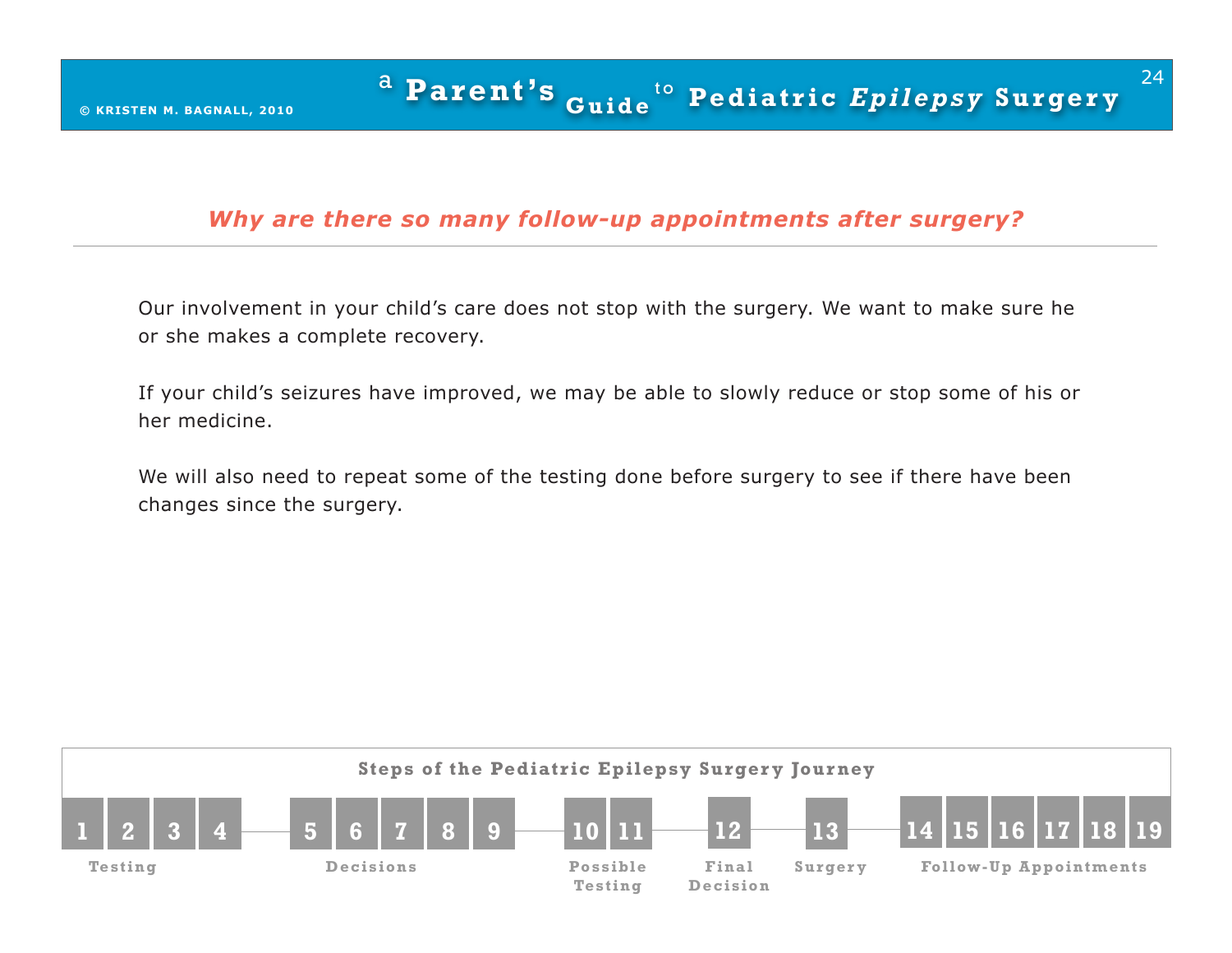## *Why are there so many follow-up appointments after surgery?*

Our involvement in your child's care does not stop with the surgery. We want to make sure he or she makes a complete recovery.

If your child's seizures have improved, we may be able to slowly reduce or stop some of his or her medicine.

We will also need to repeat some of the testing done before surgery to see if there have been changes since the surgery.

**Steps of the Pediatric Epilepsy Surgery Journey**

1 2 3 4 — 5 6 7 8 9 — 10 11 — 12 — 13 — 14 15 16 17 18 19

Testing (1–4) · Decisions (5–9) · Possible Testing (10–11) · Final Decision (12) · Surgery (13) · Follow-Up Appointments (14–19)